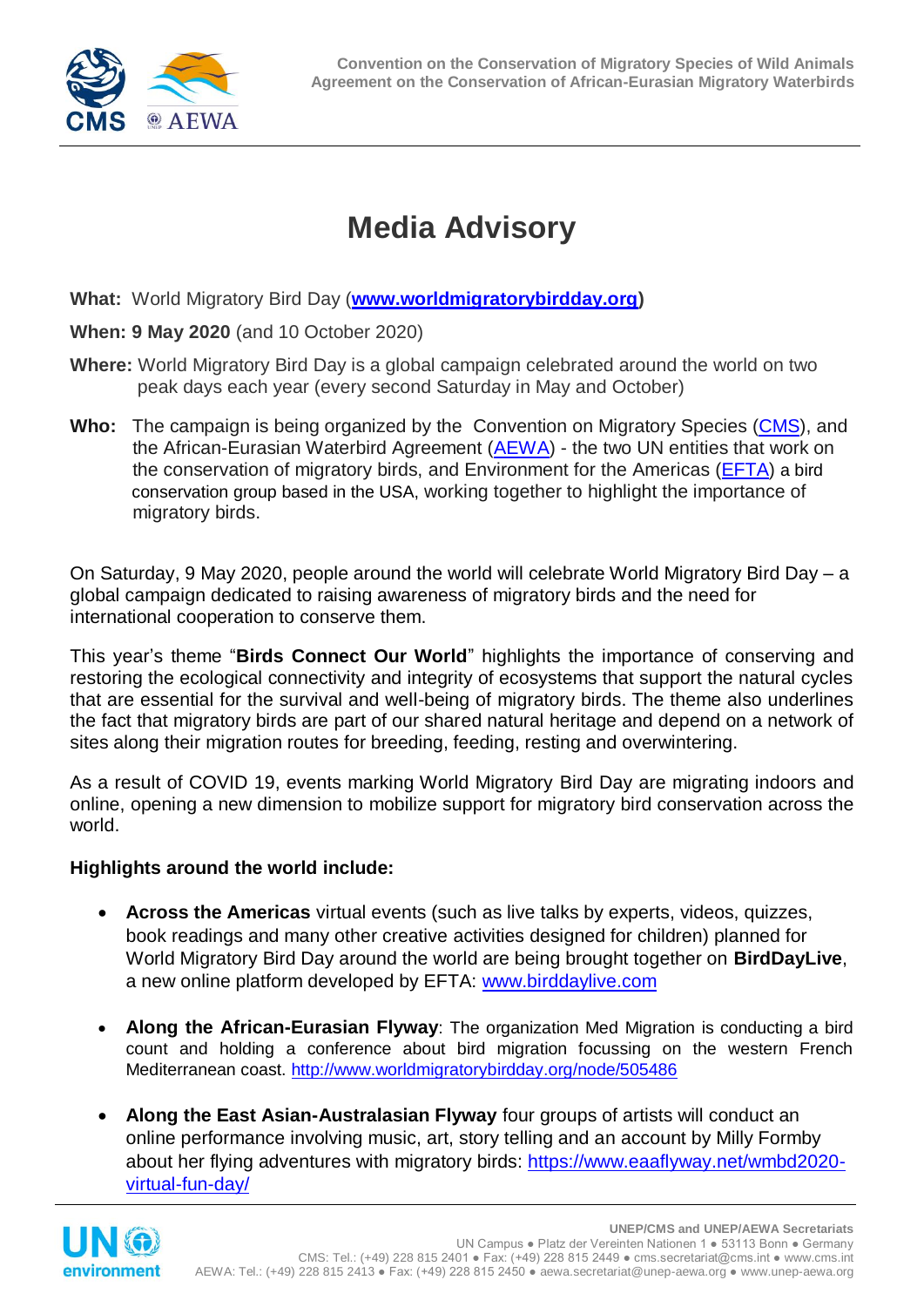Convention on the Conservation of Migratory Species of Wild Animals
Agreement on the Conservation of African-Eurasian Migratory Waterbirds

# Media Advisory

**What:** World Migratory Bird Day (**www.worldmigratorybirdday.org**)

**When: 9 May 2020** (and 10 October 2020)

**Where:** World Migratory Bird Day is a global campaign celebrated around the world on two peak days each year (every second Saturday in May and October)

**Who:** The campaign is being organized by the Convention on Migratory Species (CMS), and the African-Eurasian Waterbird Agreement (AEWA) - the two UN entities that work on the conservation of migratory birds, and Environment for the Americas (EFTA) a bird conservation group based in the USA, working together to highlight the importance of migratory birds.

On Saturday, 9 May 2020, people around the world will celebrate World Migratory Bird Day – a global campaign dedicated to raising awareness of migratory birds and the need for international cooperation to conserve them.

This year's theme "**Birds Connect Our World**" highlights the importance of conserving and restoring the ecological connectivity and integrity of ecosystems that support the natural cycles that are essential for the survival and well-being of migratory birds. The theme also underlines the fact that migratory birds are part of our shared natural heritage and depend on a network of sites along their migration routes for breeding, feeding, resting and overwintering.

As a result of COVID 19, events marking World Migratory Bird Day are migrating indoors and online, opening a new dimension to mobilize support for migratory bird conservation across the world.

**Highlights around the world include:**

- **Across the Americas** virtual events (such as live talks by experts, videos, quizzes, book readings and many other creative activities designed for children) planned for World Migratory Bird Day around the world are being brought together on **BirdDayLive**, a new online platform developed by EFTA: www.birddaylive.com

- **Along the African-Eurasian Flyway**: The organization Med Migration is conducting a bird count and holding a conference about bird migration focussing on the western French Mediterranean coast. http://www.worldmigratorybirdday.org/node/505486

- **Along the East Asian-Australasian Flyway** four groups of artists will conduct an online performance involving music, art, story telling and an account by Milly Formby about her flying adventures with migratory birds: https://www.eaaflyway.net/wmbd2020-virtual-fun-day/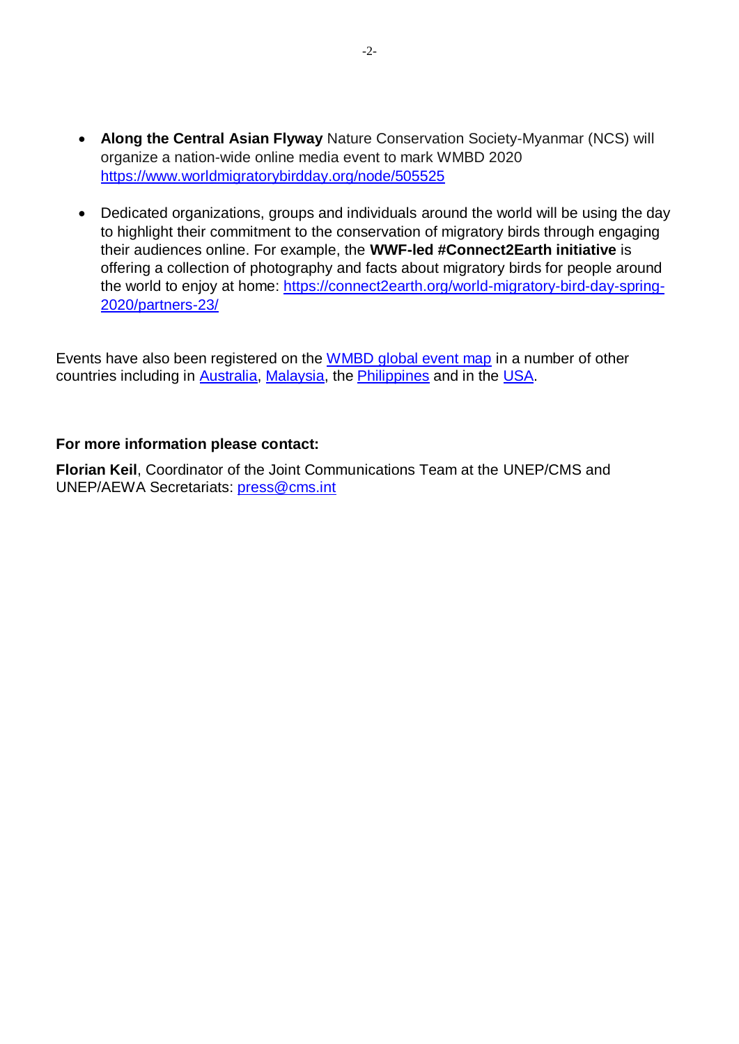- **Along the Central Asian Flyway** Nature Conservation Society-Myanmar (NCS) will organize a nation-wide online media event to mark WMBD 2020 https://www.worldmigratorybirdday.org/node/505525

- Dedicated organizations, groups and individuals around the world will be using the day to highlight their commitment to the conservation of migratory birds through engaging their audiences online. For example, the **WWF-led #Connect2Earth initiative** is offering a collection of photography and facts about migratory birds for people around the world to enjoy at home: https://connect2earth.org/world-migratory-bird-day-spring-2020/partners-23/

Events have also been registered on the WMBD global event map in a number of other countries including in Australia, Malaysia, the Philippines and in the USA.

**For more information please contact:**

**Florian Keil**, Coordinator of the Joint Communications Team at the UNEP/CMS and UNEP/AEWA Secretariats: press@cms.int